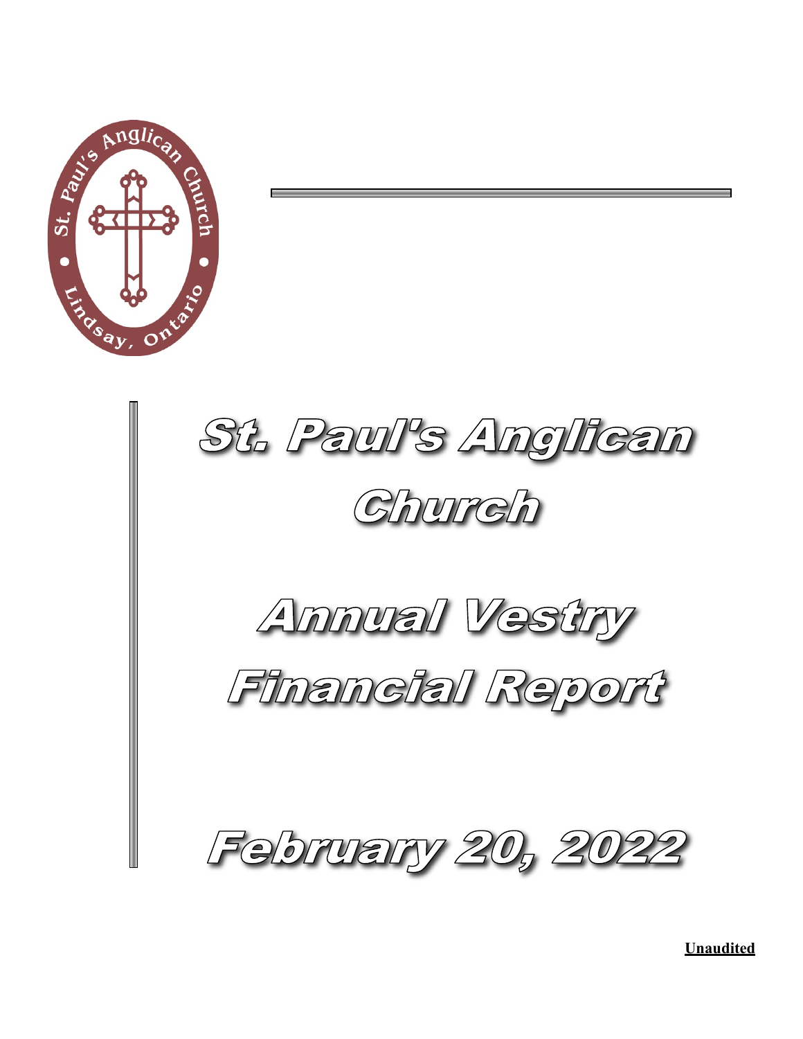# St. Paul's Anglican Church

# Annual Vestry Financial Report

# February 20, 2022

**Unaudited**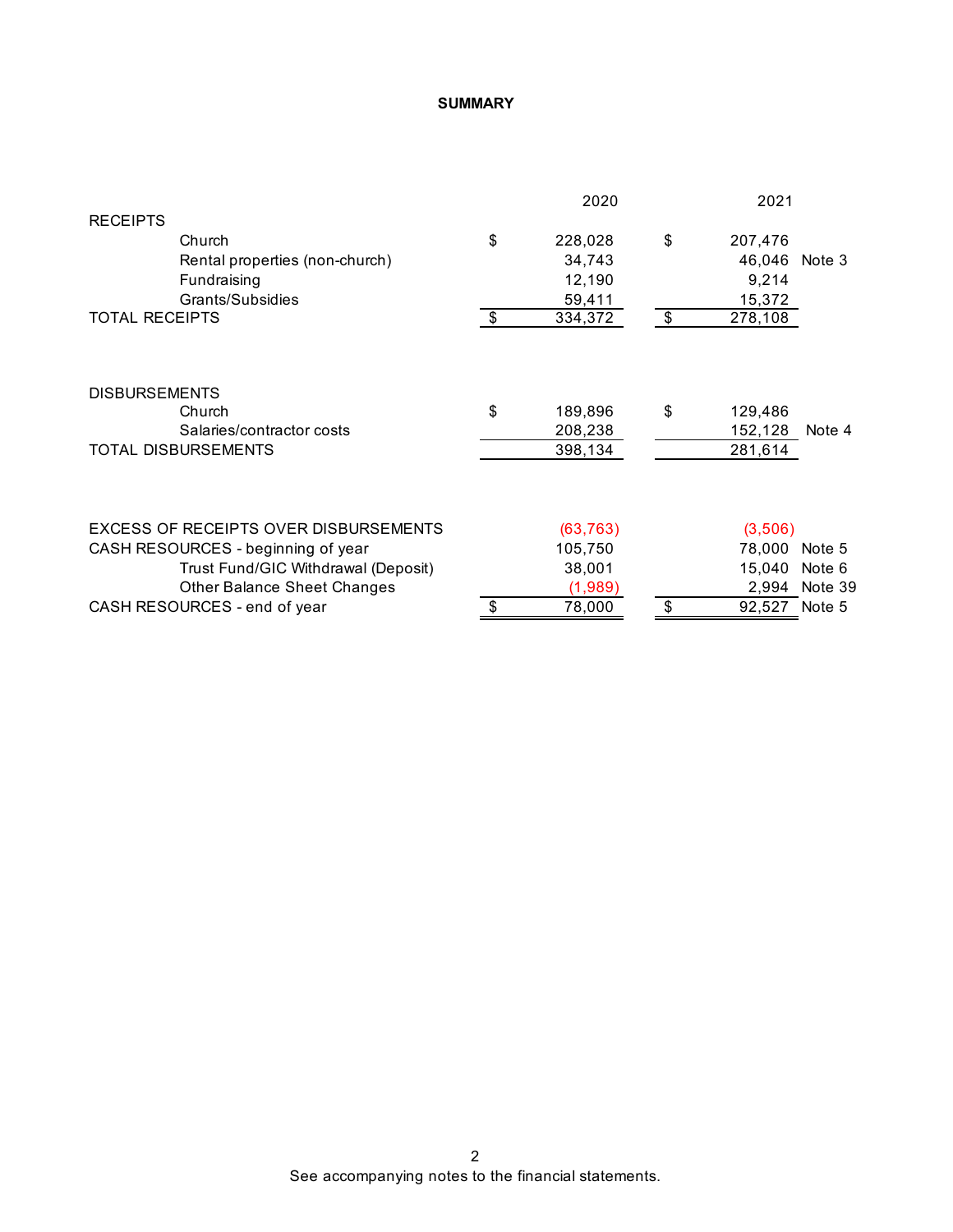## SUMMARY

| | | 2020 | | 2021 | |
|---|---|---|---|---|---|
| **RECEIPTS** | | | | | |
| Church | $ | 228,028 | $ | 207,476 | |
| Rental properties (non-church) | | 34,743 | | 46,046 | Note 3 |
| Fundraising | | 12,190 | | 9,214 | |
| Grants/Subsidies | | 59,411 | | 15,372 | |
| TOTAL RECEIPTS | $ | 334,372 | $ | 278,108 | |
| | | | | | |
| **DISBURSEMENTS** | | | | | |
| Church | $ | 189,896 | $ | 129,486 | |
| Salaries/contractor costs | | 208,238 | | 152,128 | Note 4 |
| TOTAL DISBURSEMENTS | | 398,134 | | 281,614 | |
| | | | | | |
| EXCESS OF RECEIPTS OVER DISBURSEMENTS | | (63,763) | | (3,506) | |
| CASH RESOURCES - beginning of year | | 105,750 | | 78,000 | Note 5 |
| Trust Fund/GIC Withdrawal (Deposit) | | 38,001 | | 15,040 | Note 6 |
| Other Balance Sheet Changes | | (1,989) | | 2,994 | Note 39 |
| CASH RESOURCES - end of year | $ | 78,000 | $ | 92,527 | Note 5 |

See accompanying notes to the financial statements.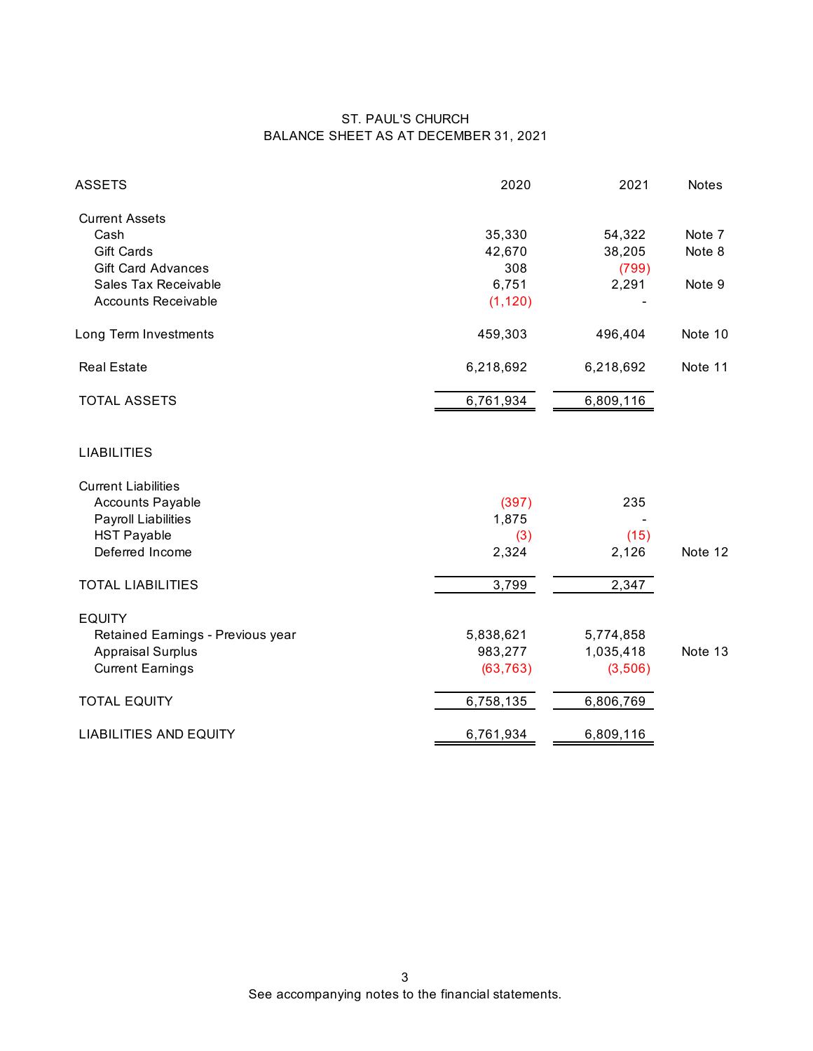# ST. PAUL'S CHURCH
## BALANCE SHEET AS AT DECEMBER 31, 2021

| ASSETS | 2020 | 2021 | Notes |
|---|---|---|---|
| **Current Assets** | | | |
| Cash | 35,330 | 54,322 | Note 7 |
| Gift Cards | 42,670 | 38,205 | Note 8 |
| Gift Card Advances | 308 | (799) | |
| Sales Tax Receivable | 6,751 | 2,291 | Note 9 |
| Accounts Receivable | (1,120) | - | |
| Long Term Investments | 459,303 | 496,404 | Note 10 |
| Real Estate | 6,218,692 | 6,218,692 | Note 11 |
| TOTAL ASSETS | 6,761,934 | 6,809,116 | |

| LIABILITIES | 2020 | 2021 | Notes |
|---|---|---|---|
| **Current Liabilities** | | | |
| Accounts Payable | (397) | 235 | |
| Payroll Liabilities | 1,875 | - | |
| HST Payable | (3) | (15) | |
| Deferred Income | 2,324 | 2,126 | Note 12 |
| TOTAL LIABILITIES | 3,799 | 2,347 | |
| **EQUITY** | | | |
| Retained Earnings - Previous year | 5,838,621 | 5,774,858 | |
| Appraisal Surplus | 983,277 | 1,035,418 | Note 13 |
| Current Earnings | (63,763) | (3,506) | |
| TOTAL EQUITY | 6,758,135 | 6,806,769 | |
| LIABILITIES AND EQUITY | 6,761,934 | 6,809,116 | |

See accompanying notes to the financial statements.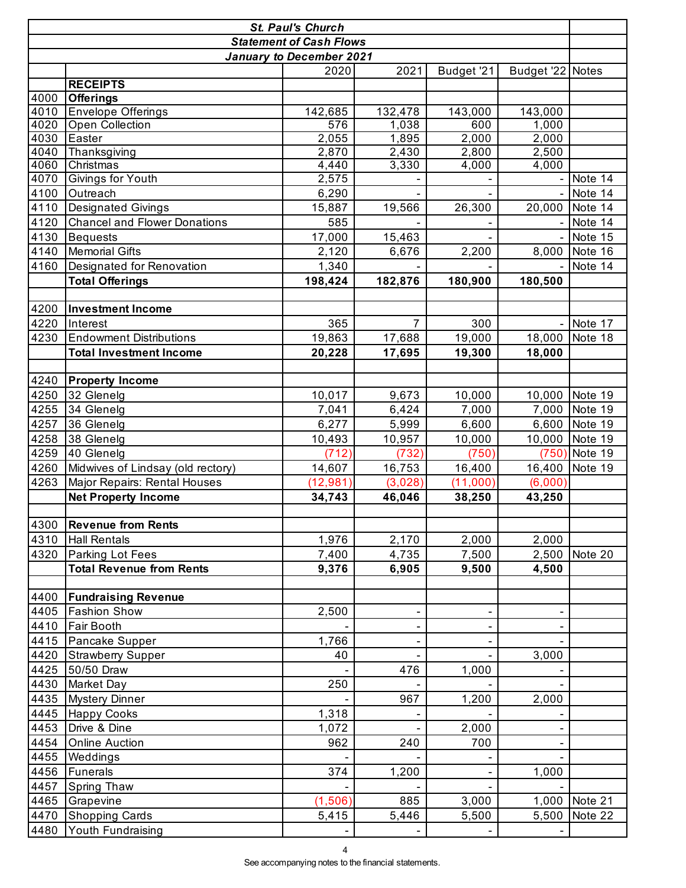**St. Paul's Church**

**Statement of Cash Flows**

**January to December 2021**

| | | 2020 | 2021 | Budget '21 | Budget '22 | Notes |
|---|---|---|---|---|---|---|
| | **RECEIPTS** | | | | | |
| 4000 | **Offerings** | | | | | |
| 4010 | Envelope Offerings | 142,685 | 132,478 | 143,000 | 143,000 | |
| 4020 | Open Collection | 576 | 1,038 | 600 | 1,000 | |
| 4030 | Easter | 2,055 | 1,895 | 2,000 | 2,000 | |
| 4040 | Thanksgiving | 2,870 | 2,430 | 2,800 | 2,500 | |
| 4060 | Christmas | 4,440 | 3,330 | 4,000 | 4,000 | |
| 4070 | Givings for Youth | 2,575 | - | - | - | Note 14 |
| 4100 | Outreach | 6,290 | - | - | - | Note 14 |
| 4110 | Designated Givings | 15,887 | 19,566 | 26,300 | 20,000 | Note 14 |
| 4120 | Chancel and Flower Donations | 585 | - | - | - | Note 14 |
| 4130 | Bequests | 17,000 | 15,463 | - | - | Note 15 |
| 4140 | Memorial Gifts | 2,120 | 6,676 | 2,200 | 8,000 | Note 16 |
| 4160 | Designated for Renovation | 1,340 | - | - | - | Note 14 |
| | **Total Offerings** | **198,424** | **182,876** | **180,900** | **180,500** | |
| | | | | | | |
| 4200 | **Investment Income** | | | | | |
| 4220 | Interest | 365 | 7 | 300 | - | Note 17 |
| 4230 | Endowment Distributions | 19,863 | 17,688 | 19,000 | 18,000 | Note 18 |
| | **Total Investment Income** | **20,228** | **17,695** | **19,300** | **18,000** | |
| | | | | | | |
| 4240 | **Property Income** | | | | | |
| 4250 | 32 Glenelg | 10,017 | 9,673 | 10,000 | 10,000 | Note 19 |
| 4255 | 34 Glenelg | 7,041 | 6,424 | 7,000 | 7,000 | Note 19 |
| 4257 | 36 Glenelg | 6,277 | 5,999 | 6,600 | 6,600 | Note 19 |
| 4258 | 38 Glenelg | 10,493 | 10,957 | 10,000 | 10,000 | Note 19 |
| 4259 | 40 Glenelg | (712) | (732) | (750) | (750) | Note 19 |
| 4260 | Midwives of Lindsay (old rectory) | 14,607 | 16,753 | 16,400 | 16,400 | Note 19 |
| 4263 | Major Repairs: Rental Houses | (12,981) | (3,028) | (11,000) | (6,000) | |
| | **Net Property Income** | **34,743** | **46,046** | **38,250** | **43,250** | |
| | | | | | | |
| 4300 | **Revenue from Rents** | | | | | |
| 4310 | Hall Rentals | 1,976 | 2,170 | 2,000 | 2,000 | |
| 4320 | Parking Lot Fees | 7,400 | 4,735 | 7,500 | 2,500 | Note 20 |
| | **Total Revenue from Rents** | **9,376** | **6,905** | **9,500** | **4,500** | |
| | | | | | | |
| 4400 | **Fundraising Revenue** | | | | | |
| 4405 | Fashion Show | 2,500 | - | - | - | |
| 4410 | Fair Booth | - | - | - | - | |
| 4415 | Pancake Supper | 1,766 | - | - | - | |
| 4420 | Strawberry Supper | 40 | - | - | 3,000 | |
| 4425 | 50/50 Draw | - | 476 | 1,000 | - | |
| 4430 | Market Day | 250 | - | - | - | |
| 4435 | Mystery Dinner | - | 967 | 1,200 | 2,000 | |
| 4445 | Happy Cooks | 1,318 | - | - | - | |
| 4453 | Drive & Dine | 1,072 | - | 2,000 | - | |
| 4454 | Online Auction | 962 | 240 | 700 | - | |
| 4455 | Weddings | - | - | - | - | |
| 4456 | Funerals | 374 | 1,200 | - | 1,000 | |
| 4457 | Spring Thaw | - | - | - | - | |
| 4465 | Grapevine | (1,506) | 885 | 3,000 | 1,000 | Note 21 |
| 4470 | Shopping Cards | 5,415 | 5,446 | 5,500 | 5,500 | Note 22 |
| 4480 | Youth Fundraising | - | - | - | - | |

See accompanying notes to the financial statements.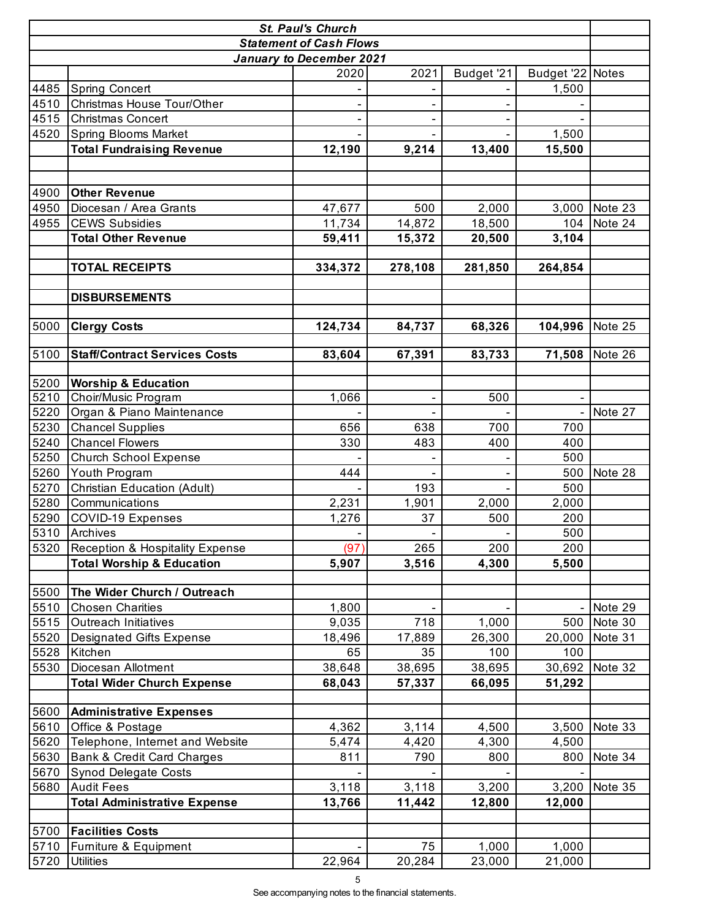| | St. Paul's Church<br>Statement of Cash Flows<br>January to December 2021 | | | | | |
|---|---|---|---|---|---|---|
| | | 2020 | 2021 | Budget '21 | Budget '22 | Notes |
| 4485 | Spring Concert | - | - | - | 1,500 | |
| 4510 | Christmas House Tour/Other | - | - | - | - | |
| 4515 | Christmas Concert | - | - | - | - | |
| 4520 | Spring Blooms Market | - | - | - | 1,500 | |
| | **Total Fundraising Revenue** | **12,190** | **9,214** | **13,400** | **15,500** | |
| | | | | | | |
| 4900 | **Other Revenue** | | | | | |
| 4950 | Diocesan / Area Grants | 47,677 | 500 | 2,000 | 3,000 | Note 23 |
| 4955 | CEWS Subsidies | 11,734 | 14,872 | 18,500 | 104 | Note 24 |
| | **Total Other Revenue** | **59,411** | **15,372** | **20,500** | **3,104** | |
| | | | | | | |
| | **TOTAL RECEIPTS** | **334,372** | **278,108** | **281,850** | **264,854** | |
| | | | | | | |
| | **DISBURSEMENTS** | | | | | |
| | | | | | | |
| 5000 | **Clergy Costs** | **124,734** | **84,737** | **68,326** | **104,996** | Note 25 |
| | | | | | | |
| 5100 | **Staff/Contract Services Costs** | **83,604** | **67,391** | **83,733** | **71,508** | Note 26 |
| | | | | | | |
| 5200 | **Worship & Education** | | | | | |
| 5210 | Choir/Music Program | 1,066 | - | 500 | - | |
| 5220 | Organ & Piano Maintenance | - | - | - | - | Note 27 |
| 5230 | Chancel Supplies | 656 | 638 | 700 | 700 | |
| 5240 | Chancel Flowers | 330 | 483 | 400 | 400 | |
| 5250 | Church School Expense | - | - | - | 500 | |
| 5260 | Youth Program | 444 | - | - | 500 | Note 28 |
| 5270 | Christian Education (Adult) | - | 193 | - | 500 | |
| 5280 | Communications | 2,231 | 1,901 | 2,000 | 2,000 | |
| 5290 | COVID-19 Expenses | 1,276 | 37 | 500 | 200 | |
| 5310 | Archives | - | - | - | 500 | |
| 5320 | Reception & Hospitality Expense | (97) | 265 | 200 | 200 | |
| | **Total Worship & Education** | **5,907** | **3,516** | **4,300** | **5,500** | |
| | | | | | | |
| 5500 | **The Wider Church / Outreach** | | | | | |
| 5510 | Chosen Charities | 1,800 | - | - | - | Note 29 |
| 5515 | Outreach Initiatives | 9,035 | 718 | 1,000 | 500 | Note 30 |
| 5520 | Designated Gifts Expense | 18,496 | 17,889 | 26,300 | 20,000 | Note 31 |
| 5528 | Kitchen | 65 | 35 | 100 | 100 | |
| 5530 | Diocesan Allotment | 38,648 | 38,695 | 38,695 | 30,692 | Note 32 |
| | **Total Wider Church Expense** | **68,043** | **57,337** | **66,095** | **51,292** | |
| | | | | | | |
| 5600 | **Administrative Expenses** | | | | | |
| 5610 | Office & Postage | 4,362 | 3,114 | 4,500 | 3,500 | Note 33 |
| 5620 | Telephone, Internet and Website | 5,474 | 4,420 | 4,300 | 4,500 | |
| 5630 | Bank & Credit Card Charges | 811 | 790 | 800 | 800 | Note 34 |
| 5670 | Synod Delegate Costs | - | - | - | - | |
| 5680 | Audit Fees | 3,118 | 3,118 | 3,200 | 3,200 | Note 35 |
| | **Total Administrative Expense** | **13,766** | **11,442** | **12,800** | **12,000** | |
| | | | | | | |
| 5700 | **Facilities Costs** | | | | | |
| 5710 | Furniture & Equipment | - | 75 | 1,000 | 1,000 | |
| 5720 | Utilities | 22,964 | 20,284 | 23,000 | 21,000 | |

See accompanying notes to the financial statements.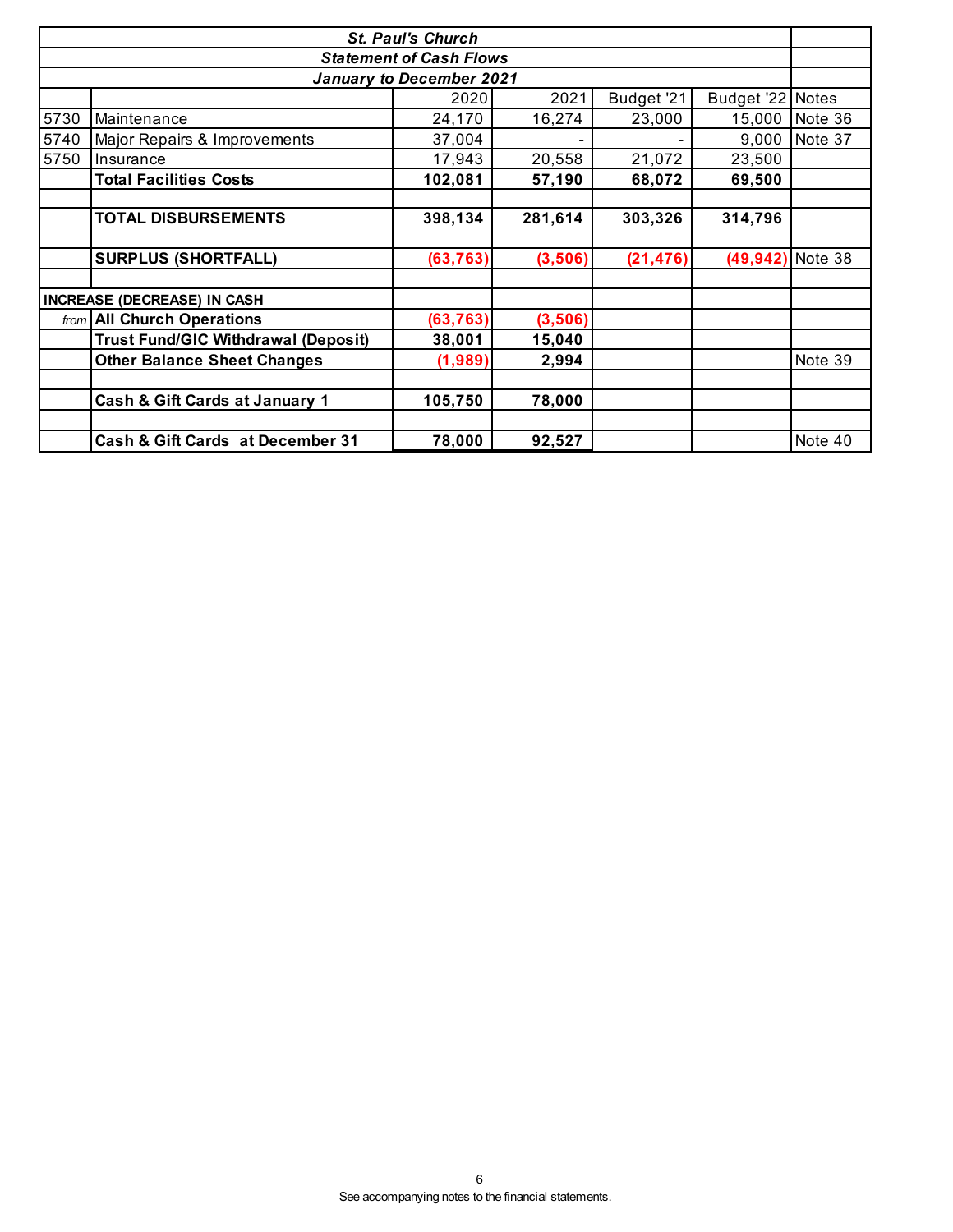| | St. Paul's Church<br>Statement of Cash Flows<br>January to December 2021 | | | | | |
|---|---|---|---|---|---|---|
| | | 2020 | 2021 | Budget '21 | Budget '22 | Notes |
| 5730 | Maintenance | 24,170 | 16,274 | 23,000 | 15,000 | Note 36 |
| 5740 | Major Repairs & Improvements | 37,004 | - | - | 9,000 | Note 37 |
| 5750 | Insurance | 17,943 | 20,558 | 21,072 | 23,500 | |
| | **Total Facilities Costs** | **102,081** | **57,190** | **68,072** | **69,500** | |
| | | | | | | |
| | **TOTAL DISBURSEMENTS** | **398,134** | **281,614** | **303,326** | **314,796** | |
| | | | | | | |
| | **SURPLUS (SHORTFALL)** | **(63,763)** | **(3,506)** | **(21,476)** | **(49,942)** | Note 38 |
| | | | | | | |
| **INCREASE (DECREASE) IN CASH** | | | | | | |
| *from* | **All Church Operations** | **(63,763)** | **(3,506)** | | | |
| | **Trust Fund/GIC Withdrawal (Deposit)** | **38,001** | **15,040** | | | |
| | **Other Balance Sheet Changes** | **(1,989)** | **2,994** | | | Note 39 |
| | | | | | | |
| | **Cash & Gift Cards at January 1** | **105,750** | **78,000** | | | |
| | | | | | | |
| | **Cash & Gift Cards at December 31** | **78,000** | **92,527** | | | Note 40 |

See accompanying notes to the financial statements.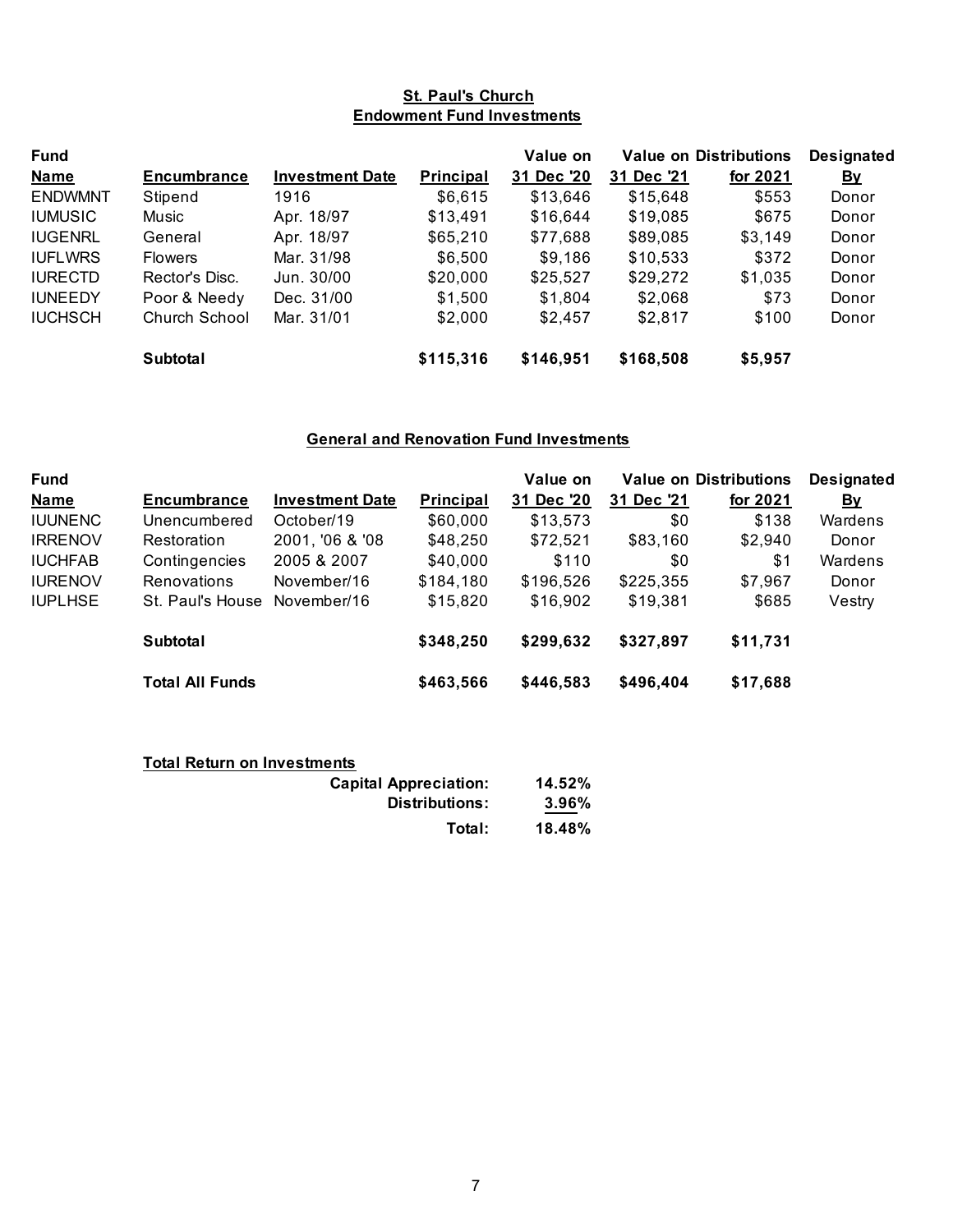# St. Paul's Church

## Endowment Fund Investments

| Fund Name | Encumbrance | Investment Date | Principal | Value on 31 Dec '20 | Value on 31 Dec '21 | Distributions for 2021 | Designated By |
|---|---|---|---|---|---|---|---|
| ENDWMNT | Stipend | 1916 | $6,615 | $13,646 | $15,648 | $553 | Donor |
| IUMUSIC | Music | Apr. 18/97 | $13,491 | $16,644 | $19,085 | $675 | Donor |
| IUGENRL | General | Apr. 18/97 | $65,210 | $77,688 | $89,085 | $3,149 | Donor |
| IUFLWRS | Flowers | Mar. 31/98 | $6,500 | $9,186 | $10,533 | $372 | Donor |
| IURECTD | Rector's Disc. | Jun. 30/00 | $20,000 | $25,527 | $29,272 | $1,035 | Donor |
| IUNEEDY | Poor & Needy | Dec. 31/00 | $1,500 | $1,804 | $2,068 | $73 | Donor |
| IUCHSCH | Church School | Mar. 31/01 | $2,000 | $2,457 | $2,817 | $100 | Donor |
| | **Subtotal** | | **$115,316** | **$146,951** | **$168,508** | **$5,957** | |

## General and Renovation Fund Investments

| Fund Name | Encumbrance | Investment Date | Principal | Value on 31 Dec '20 | Value on 31 Dec '21 | Distributions for 2021 | Designated By |
|---|---|---|---|---|---|---|---|
| IUUNENC | Unencumbered | October/19 | $60,000 | $13,573 | $0 | $138 | Wardens |
| IRRENOV | Restoration | 2001, '06 & '08 | $48,250 | $72,521 | $83,160 | $2,940 | Donor |
| IUCHFAB | Contingencies | 2005 & 2007 | $40,000 | $110 | $0 | $1 | Wardens |
| IURENOV | Renovations | November/16 | $184,180 | $196,526 | $225,355 | $7,967 | Donor |
| IUPLHSE | St. Paul's House | November/16 | $15,820 | $16,902 | $19,381 | $685 | Vestry |
| | **Subtotal** | | **$348,250** | **$299,632** | **$327,897** | **$11,731** | |
| | **Total All Funds** | | **$463,566** | **$446,583** | **$496,404** | **$17,688** | |

**Total Return on Investments**

| | |
|---|---|
| **Capital Appreciation:** | **14.52%** |
| **Distributions:** | **3.96%** |
| **Total:** | **18.48%** |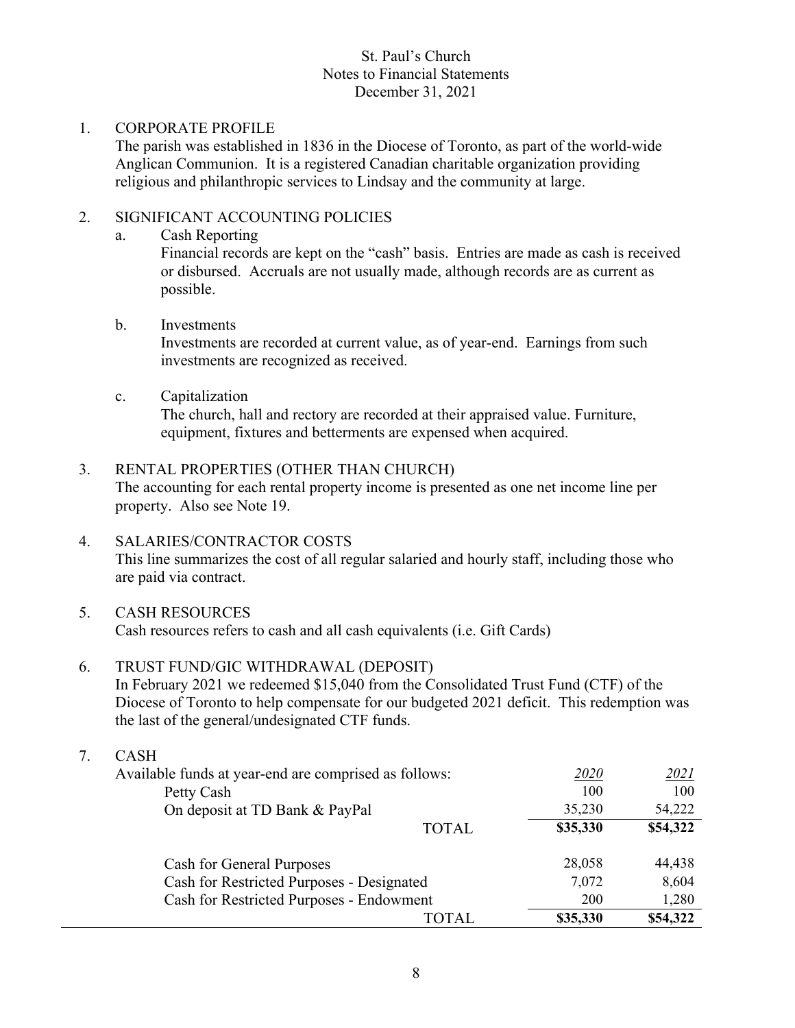St. Paul's Church
Notes to Financial Statements
December 31, 2021

1. CORPORATE PROFILE

   The parish was established in 1836 in the Diocese of Toronto, as part of the world-wide Anglican Communion. It is a registered Canadian charitable organization providing religious and philanthropic services to Lindsay and the community at large.

2. SIGNIFICANT ACCOUNTING POLICIES

   a. Cash Reporting

      Financial records are kept on the "cash" basis. Entries are made as cash is received or disbursed. Accruals are not usually made, although records are as current as possible.

   b. Investments

      Investments are recorded at current value, as of year-end. Earnings from such investments are recognized as received.

   c. Capitalization

      The church, hall and rectory are recorded at their appraised value. Furniture, equipment, fixtures and betterments are expensed when acquired.

3. RENTAL PROPERTIES (OTHER THAN CHURCH)

   The accounting for each rental property income is presented as one net income line per property. Also see Note 19.

4. SALARIES/CONTRACTOR COSTS

   This line summarizes the cost of all regular salaried and hourly staff, including those who are paid via contract.

5. CASH RESOURCES

   Cash resources refers to cash and all cash equivalents (i.e. Gift Cards)

6. TRUST FUND/GIC WITHDRAWAL (DEPOSIT)

   In February 2021 we redeemed $15,040 from the Consolidated Trust Fund (CTF) of the Diocese of Toronto to help compensate for our budgeted 2021 deficit. This redemption was the last of the general/undesignated CTF funds.

7. CASH

| Available funds at year-end are comprised as follows: | *2020* | *2021* |
|---|---|---|
| Petty Cash | 100 | 100 |
| On deposit at TD Bank & PayPal | 35,230 | 54,222 |
| TOTAL | **$35,330** | **$54,322** |
| | | |
| Cash for General Purposes | 28,058 | 44,438 |
| Cash for Restricted Purposes - Designated | 7,072 | 8,604 |
| Cash for Restricted Purposes - Endowment | 200 | 1,280 |
| TOTAL | **$35,330** | **$54,322** |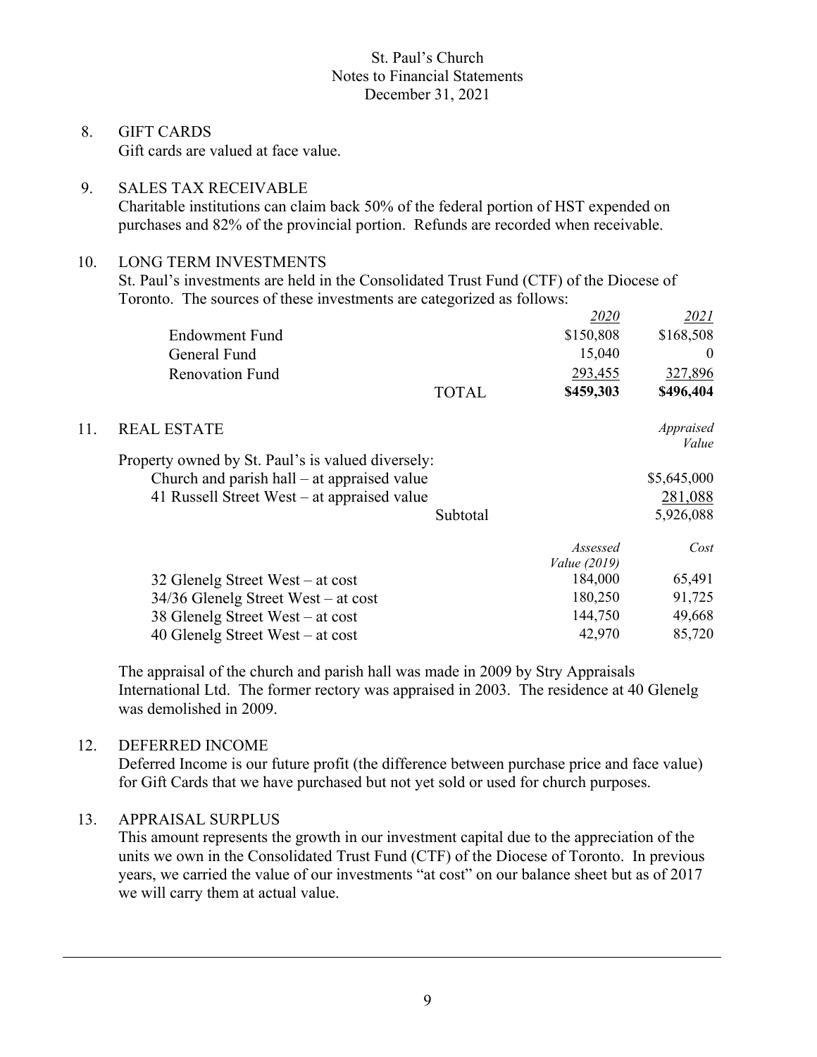St. Paul's Church
Notes to Financial Statements
December 31, 2021

8. GIFT CARDS

Gift cards are valued at face value.

9. SALES TAX RECEIVABLE

Charitable institutions can claim back 50% of the federal portion of HST expended on purchases and 82% of the provincial portion. Refunds are recorded when receivable.

10. LONG TERM INVESTMENTS

St. Paul's investments are held in the Consolidated Trust Fund (CTF) of the Diocese of Toronto. The sources of these investments are categorized as follows:

| | | *2020* | *2021* |
|---|---|---|---|
| Endowment Fund | | $150,808 | $168,508 |
| General Fund | | 15,040 | 0 |
| Renovation Fund | | 293,455 | 327,896 |
| | TOTAL | **$459,303** | **$496,404** |

11. REAL ESTATE

Property owned by St. Paul's is valued diversely:

| | | | *Appraised Value* |
|---|---|---|---|
| Church and parish hall – at appraised value | | | $5,645,000 |
| 41 Russell Street West – at appraised value | | | 281,088 |
| | Subtotal | | 5,926,088 |

| | *Assessed Value (2019)* | *Cost* |
|---|---|---|
| 32 Glenelg Street West – at cost | 184,000 | 65,491 |
| 34/36 Glenelg Street West – at cost | 180,250 | 91,725 |
| 38 Glenelg Street West – at cost | 144,750 | 49,668 |
| 40 Glenelg Street West – at cost | 42,970 | 85,720 |

The appraisal of the church and parish hall was made in 2009 by Stry Appraisals International Ltd. The former rectory was appraised in 2003. The residence at 40 Glenelg was demolished in 2009.

12. DEFERRED INCOME

Deferred Income is our future profit (the difference between purchase price and face value) for Gift Cards that we have purchased but not yet sold or used for church purposes.

13. APPRAISAL SURPLUS

This amount represents the growth in our investment capital due to the appreciation of the units we own in the Consolidated Trust Fund (CTF) of the Diocese of Toronto. In previous years, we carried the value of our investments "at cost" on our balance sheet but as of 2017 we will carry them at actual value.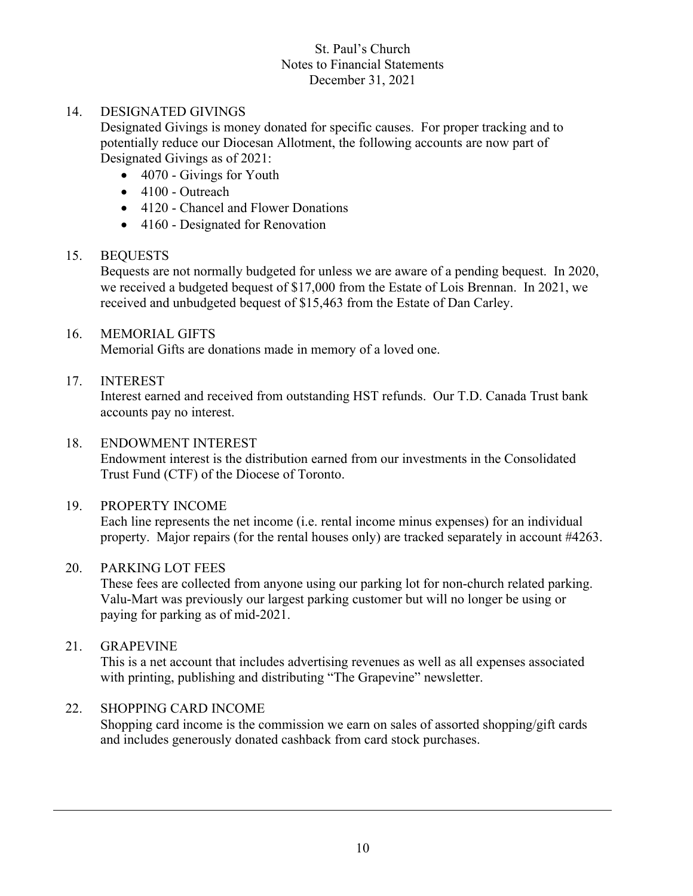St. Paul's Church
Notes to Financial Statements
December 31, 2021

14. DESIGNATED GIVINGS

Designated Givings is money donated for specific causes. For proper tracking and to potentially reduce our Diocesan Allotment, the following accounts are now part of Designated Givings as of 2021:

- 4070 - Givings for Youth
- 4100 - Outreach
- 4120 - Chancel and Flower Donations
- 4160 - Designated for Renovation

15. BEQUESTS

Bequests are not normally budgeted for unless we are aware of a pending bequest. In 2020, we received a budgeted bequest of $17,000 from the Estate of Lois Brennan. In 2021, we received and unbudgeted bequest of $15,463 from the Estate of Dan Carley.

16. MEMORIAL GIFTS

Memorial Gifts are donations made in memory of a loved one.

17. INTEREST

Interest earned and received from outstanding HST refunds. Our T.D. Canada Trust bank accounts pay no interest.

18. ENDOWMENT INTEREST

Endowment interest is the distribution earned from our investments in the Consolidated Trust Fund (CTF) of the Diocese of Toronto.

19. PROPERTY INCOME

Each line represents the net income (i.e. rental income minus expenses) for an individual property. Major repairs (for the rental houses only) are tracked separately in account #4263.

20. PARKING LOT FEES

These fees are collected from anyone using our parking lot for non-church related parking. Valu-Mart was previously our largest parking customer but will no longer be using or paying for parking as of mid-2021.

21. GRAPEVINE

This is a net account that includes advertising revenues as well as all expenses associated with printing, publishing and distributing "The Grapevine" newsletter.

22. SHOPPING CARD INCOME

Shopping card income is the commission we earn on sales of assorted shopping/gift cards and includes generously donated cashback from card stock purchases.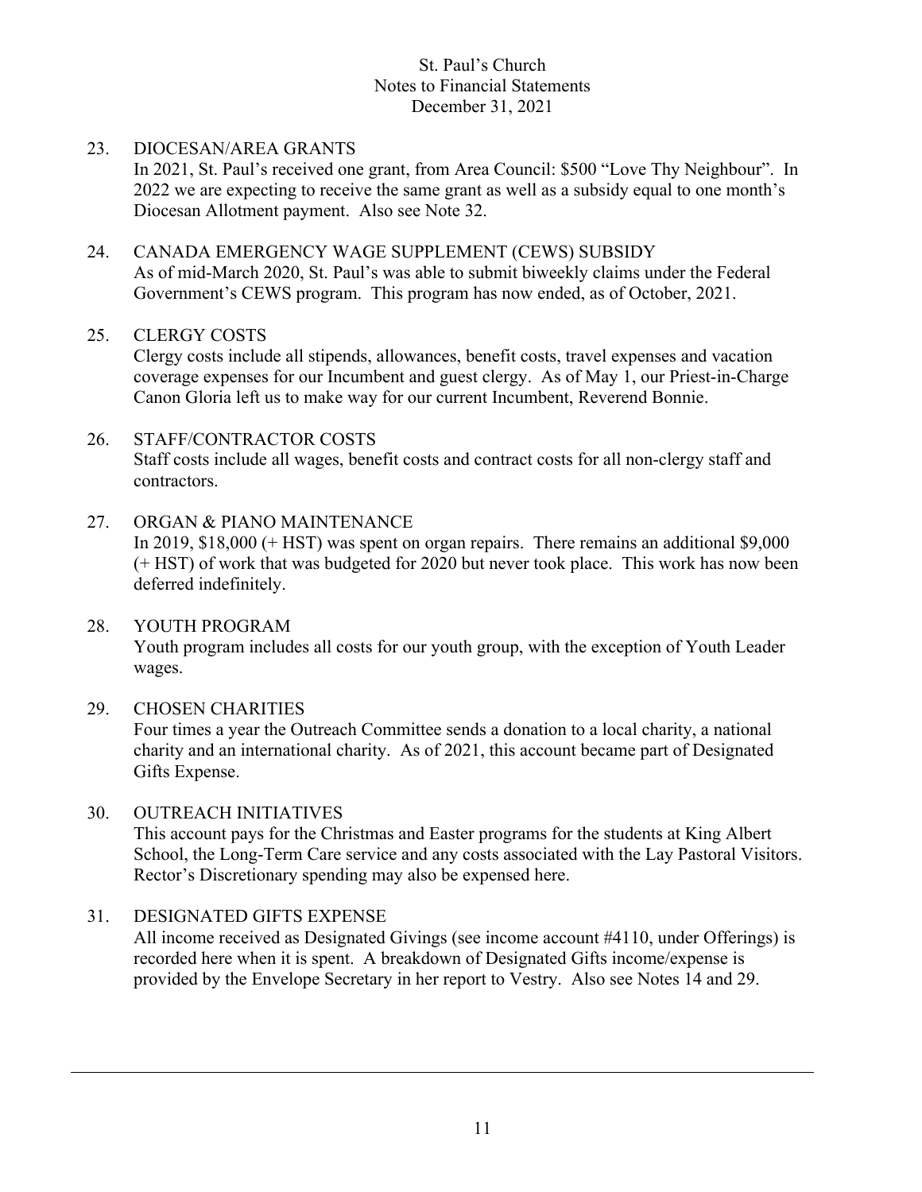St. Paul's Church
Notes to Financial Statements
December 31, 2021

23. DIOCESAN/AREA GRANTS
    In 2021, St. Paul's received one grant, from Area Council: $500 "Love Thy Neighbour". In 2022 we are expecting to receive the same grant as well as a subsidy equal to one month's Diocesan Allotment payment. Also see Note 32.

24. CANADA EMERGENCY WAGE SUPPLEMENT (CEWS) SUBSIDY
    As of mid-March 2020, St. Paul's was able to submit biweekly claims under the Federal Government's CEWS program. This program has now ended, as of October, 2021.

25. CLERGY COSTS
    Clergy costs include all stipends, allowances, benefit costs, travel expenses and vacation coverage expenses for our Incumbent and guest clergy. As of May 1, our Priest-in-Charge Canon Gloria left us to make way for our current Incumbent, Reverend Bonnie.

26. STAFF/CONTRACTOR COSTS
    Staff costs include all wages, benefit costs and contract costs for all non-clergy staff and contractors.

27. ORGAN & PIANO MAINTENANCE
    In 2019, $18,000 (+ HST) was spent on organ repairs. There remains an additional $9,000 (+ HST) of work that was budgeted for 2020 but never took place. This work has now been deferred indefinitely.

28. YOUTH PROGRAM
    Youth program includes all costs for our youth group, with the exception of Youth Leader wages.

29. CHOSEN CHARITIES
    Four times a year the Outreach Committee sends a donation to a local charity, a national charity and an international charity. As of 2021, this account became part of Designated Gifts Expense.

30. OUTREACH INITIATIVES
    This account pays for the Christmas and Easter programs for the students at King Albert School, the Long-Term Care service and any costs associated with the Lay Pastoral Visitors. Rector's Discretionary spending may also be expensed here.

31. DESIGNATED GIFTS EXPENSE
    All income received as Designated Givings (see income account #4110, under Offerings) is recorded here when it is spent. A breakdown of Designated Gifts income/expense is provided by the Envelope Secretary in her report to Vestry. Also see Notes 14 and 29.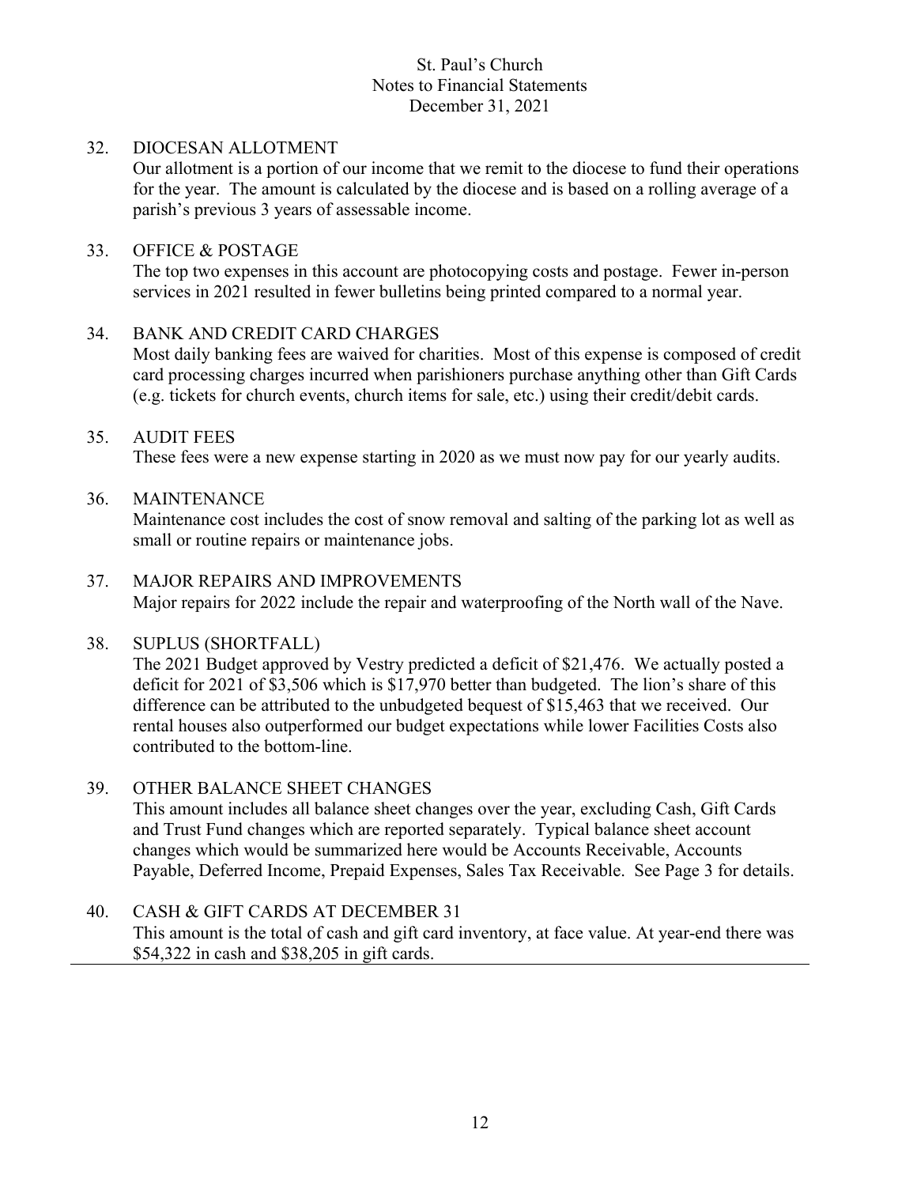St. Paul's Church
Notes to Financial Statements
December 31, 2021

32. DIOCESAN ALLOTMENT
 Our allotment is a portion of our income that we remit to the diocese to fund their operations for the year. The amount is calculated by the diocese and is based on a rolling average of a parish's previous 3 years of assessable income.

33. OFFICE & POSTAGE
 The top two expenses in this account are photocopying costs and postage. Fewer in-person services in 2021 resulted in fewer bulletins being printed compared to a normal year.

34. BANK AND CREDIT CARD CHARGES
 Most daily banking fees are waived for charities. Most of this expense is composed of credit card processing charges incurred when parishioners purchase anything other than Gift Cards (e.g. tickets for church events, church items for sale, etc.) using their credit/debit cards.

35. AUDIT FEES
 These fees were a new expense starting in 2020 as we must now pay for our yearly audits.

36. MAINTENANCE
 Maintenance cost includes the cost of snow removal and salting of the parking lot as well as small or routine repairs or maintenance jobs.

37. MAJOR REPAIRS AND IMPROVEMENTS
 Major repairs for 2022 include the repair and waterproofing of the North wall of the Nave.

38. SUPLUS (SHORTFALL)
 The 2021 Budget approved by Vestry predicted a deficit of $21,476. We actually posted a deficit for 2021 of $3,506 which is $17,970 better than budgeted. The lion's share of this difference can be attributed to the unbudgeted bequest of $15,463 that we received. Our rental houses also outperformed our budget expectations while lower Facilities Costs also contributed to the bottom-line.

39. OTHER BALANCE SHEET CHANGES
 This amount includes all balance sheet changes over the year, excluding Cash, Gift Cards and Trust Fund changes which are reported separately. Typical balance sheet account changes which would be summarized here would be Accounts Receivable, Accounts Payable, Deferred Income, Prepaid Expenses, Sales Tax Receivable. See Page 3 for details.

40. CASH & GIFT CARDS AT DECEMBER 31
 This amount is the total of cash and gift card inventory, at face value. At year-end there was $54,322 in cash and $38,205 in gift cards.